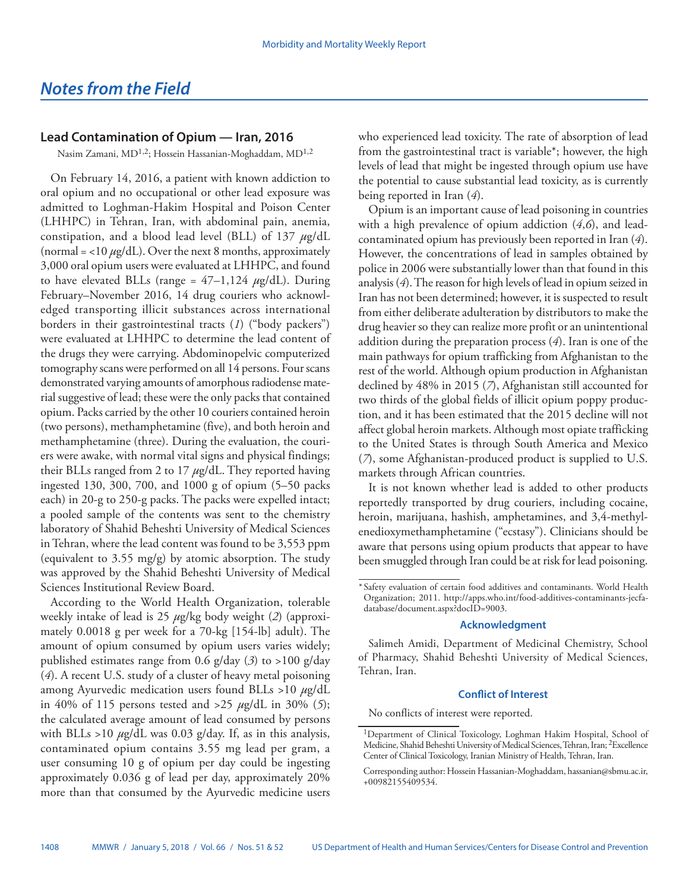# Notes from the Field

## Lead Contamination of Opium — Iran, 2016

Nasim Zamani, MD[1,2]; Hossein Hassanian-Moghaddam, MD[1,2]

On February 14, 2016, a patient with known addiction to oral opium and no occupational or other lead exposure was admitted to Loghman-Hakim Hospital and Poison Center (LHHPC) in Tehran, Iran, with abdominal pain, anemia, constipation, and a blood lead level (BLL) of 137 $\mu$g/dL (normal = <10 $\mu$g/dL). Over the next 8 months, approximately 3,000 oral opium users were evaluated at LHHPC, and found to have elevated BLLs (range = 47–1,124 $\mu$g/dL). During February–November 2016, 14 drug couriers who acknowledged transporting illicit substances across international borders in their gastrointestinal tracts (*1*) ("body packers") were evaluated at LHHPC to determine the lead content of the drugs they were carrying. Abdominopelvic computerized tomography scans were performed on all 14 persons. Four scans demonstrated varying amounts of amorphous radiodense material suggestive of lead; these were the only packs that contained opium. Packs carried by the other 10 couriers contained heroin (two persons), methamphetamine (five), and both heroin and methamphetamine (three). During the evaluation, the couriers were awake, with normal vital signs and physical findings; their BLLs ranged from 2 to 17 $\mu$g/dL. They reported having ingested 130, 300, 700, and 1000 g of opium (5–50 packs each) in 20-g to 250-g packs. The packs were expelled intact; a pooled sample of the contents was sent to the chemistry laboratory of Shahid Beheshti University of Medical Sciences in Tehran, where the lead content was found to be 3,553 ppm (equivalent to 3.55 mg/g) by atomic absorption. The study was approved by the Shahid Beheshti University of Medical Sciences Institutional Review Board.

According to the World Health Organization, tolerable weekly intake of lead is 25 $\mu$g/kg body weight (*2*) (approximately 0.0018 g per week for a 70-kg [154-lb] adult). The amount of opium consumed by opium users varies widely; published estimates range from 0.6 g/day (*3*) to >100 g/day (*4*). A recent U.S. study of a cluster of heavy metal poisoning among Ayurvedic medication users found BLLs >10 $\mu$g/dL in 40% of 115 persons tested and >25 $\mu$g/dL in 30% (*5*); the calculated average amount of lead consumed by persons with BLLs >10 $\mu$g/dL was 0.03 g/day. If, as in this analysis, contaminated opium contains 3.55 mg lead per gram, a user consuming 10 g of opium per day could be ingesting approximately 0.036 g of lead per day, approximately 20% more than that consumed by the Ayurvedic medicine users who experienced lead toxicity. The rate of absorption of lead from the gastrointestinal tract is variable*; however, the high levels of lead that might be ingested through opium use have the potential to cause substantial lead toxicity, as is currently being reported in Iran (*4*).

Opium is an important cause of lead poisoning in countries with a high prevalence of opium addiction (*4*,*6*), and lead-contaminated opium has previously been reported in Iran (*4*). However, the concentrations of lead in samples obtained by police in 2006 were substantially lower than that found in this analysis (*4*). The reason for high levels of lead in opium seized in Iran has not been determined; however, it is suspected to result from either deliberate adulteration by distributors to make the drug heavier so they can realize more profit or an unintentional addition during the preparation process (*4*). Iran is one of the main pathways for opium trafficking from Afghanistan to the rest of the world. Although opium production in Afghanistan declined by 48% in 2015 (*7*), Afghanistan still accounted for two thirds of the global fields of illicit opium poppy production, and it has been estimated that the 2015 decline will not affect global heroin markets. Although most opiate trafficking to the United States is through South America and Mexico (*7*), some Afghanistan-produced product is supplied to U.S. markets through African countries.

It is not known whether lead is added to other products reportedly transported by drug couriers, including cocaine, heroin, marijuana, hashish, amphetamines, and 3,4-methylenedioxymethamphetamine ("ecstasy"). Clinicians should be aware that persons using opium products that appear to have been smuggled through Iran could be at risk for lead poisoning.

\* Safety evaluation of certain food additives and contaminants. World Health Organization; 2011. http://apps.who.int/food-additives-contaminants-jecfa-database/document.aspx?docID=9003.

### Acknowledgment

Salimeh Amidi, Department of Medicinal Chemistry, School of Pharmacy, Shahid Beheshti University of Medical Sciences, Tehran, Iran.

### Conflict of Interest

No conflicts of interest were reported.

[1]Department of Clinical Toxicology, Loghman Hakim Hospital, School of Medicine, Shahid Beheshti University of Medical Sciences, Tehran, Iran; [2]Excellence Center of Clinical Toxicology, Iranian Ministry of Health, Tehran, Iran.

Corresponding author: Hossein Hassanian-Moghaddam, hassanian@sbmu.ac.ir, +00982155409534.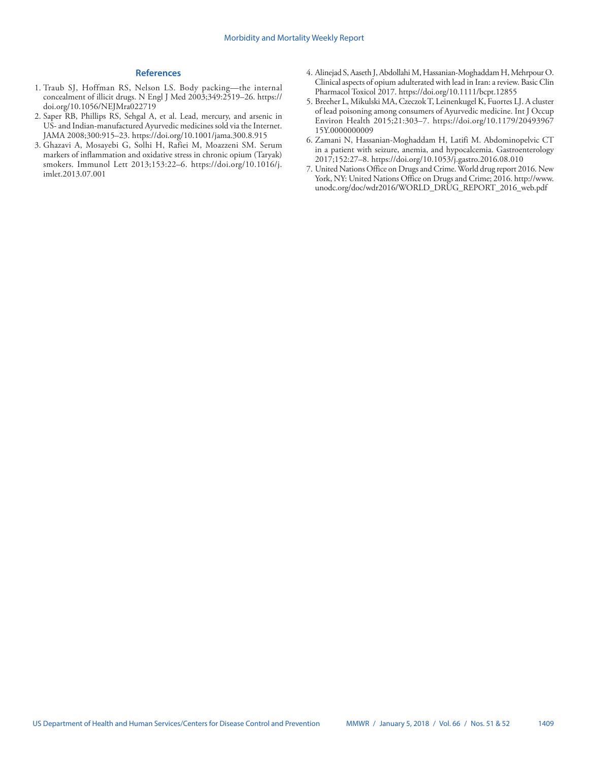## References

1. Traub SJ, Hoffman RS, Nelson LS. Body packing—the internal concealment of illicit drugs. N Engl J Med 2003;349:2519–26. https://doi.org/10.1056/NEJMra022719
2. Saper RB, Phillips RS, Sehgal A, et al. Lead, mercury, and arsenic in US- and Indian-manufactured Ayurvedic medicines sold via the Internet. JAMA 2008;300:915–23. https://doi.org/10.1001/jama.300.8.915
3. Ghazavi A, Mosayebi G, Solhi H, Rafiei M, Moazzeni SM. Serum markers of inflammation and oxidative stress in chronic opium (Taryak) smokers. Immunol Lett 2013;153:22–6. https://doi.org/10.1016/j.imlet.2013.07.001
4. Alinejad S, Aaseth J, Abdollahi M, Hassanian-Moghaddam H, Mehrpour O. Clinical aspects of opium adulterated with lead in Iran: a review. Basic Clin Pharmacol Toxicol 2017. https://doi.org/10.1111/bcpt.12855
5. Breeher L, Mikulski MA, Czeczok T, Leinenkugel K, Fuortes LJ. A cluster of lead poisoning among consumers of Ayurvedic medicine. Int J Occup Environ Health 2015;21:303–7. https://doi.org/10.1179/2049396715Y.0000000009
6. Zamani N, Hassanian-Moghaddam H, Latifi M. Abdominopelvic CT in a patient with seizure, anemia, and hypocalcemia. Gastroenterology 2017;152:27–8. https://doi.org/10.1053/j.gastro.2016.08.010
7. United Nations Office on Drugs and Crime. World drug report 2016. New York, NY: United Nations Office on Drugs and Crime; 2016. http://www.unodc.org/doc/wdr2016/WORLD_DRUG_REPORT_2016_web.pdf